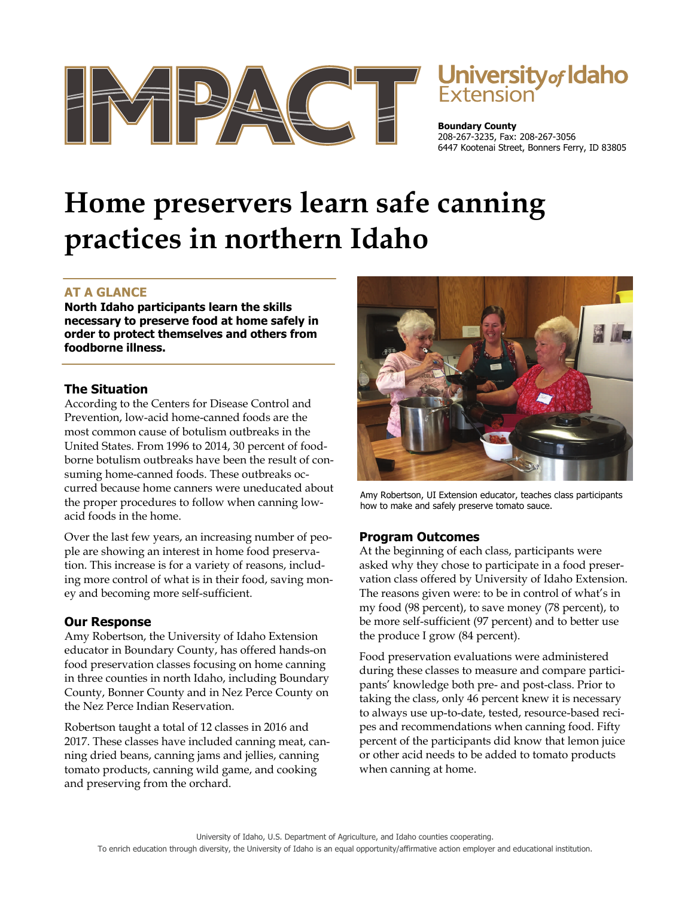# IMPACT

**University of Idaho Extension**

**Boundary County**
208-267-3235, Fax: 208-267-3056
6447 Kootenai Street, Bonners Ferry, ID 83805

# Home preservers learn safe canning practices in northern Idaho

## AT A GLANCE

**North Idaho participants learn the skills necessary to preserve food at home safely in order to protect themselves and others from foodborne illness.**

### The Situation

According to the Centers for Disease Control and Prevention, low-acid home-canned foods are the most common cause of botulism outbreaks in the United States. From 1996 to 2014, 30 percent of foodborne botulism outbreaks have been the result of consuming home-canned foods. These outbreaks occurred because home canners were uneducated about the proper procedures to follow when canning low-acid foods in the home.

Over the last few years, an increasing number of people are showing an interest in home food preservation. This increase is for a variety of reasons, including more control of what is in their food, saving money and becoming more self-sufficient.

### Our Response

Amy Robertson, the University of Idaho Extension educator in Boundary County, has offered hands-on food preservation classes focusing on home canning in three counties in north Idaho, including Boundary County, Bonner County and in Nez Perce County on the Nez Perce Indian Reservation.

Robertson taught a total of 12 classes in 2016 and 2017. These classes have included canning meat, canning dried beans, canning jams and jellies, canning tomato products, canning wild game, and cooking and preserving from the orchard.

Amy Robertson, UI Extension educator, teaches class participants how to make and safely preserve tomato sauce.

### Program Outcomes

At the beginning of each class, participants were asked why they chose to participate in a food preservation class offered by University of Idaho Extension. The reasons given were: to be in control of what's in my food (98 percent), to save money (78 percent), to be more self-sufficient (97 percent) and to better use the produce I grow (84 percent).

Food preservation evaluations were administered during these classes to measure and compare participants' knowledge both pre- and post-class. Prior to taking the class, only 46 percent knew it is necessary to always use up-to-date, tested, resource-based recipes and recommendations when canning food. Fifty percent of the participants did know that lemon juice or other acid needs to be added to tomato products when canning at home.

University of Idaho, U.S. Department of Agriculture, and Idaho counties cooperating.
To enrich education through diversity, the University of Idaho is an equal opportunity/affirmative action employer and educational institution.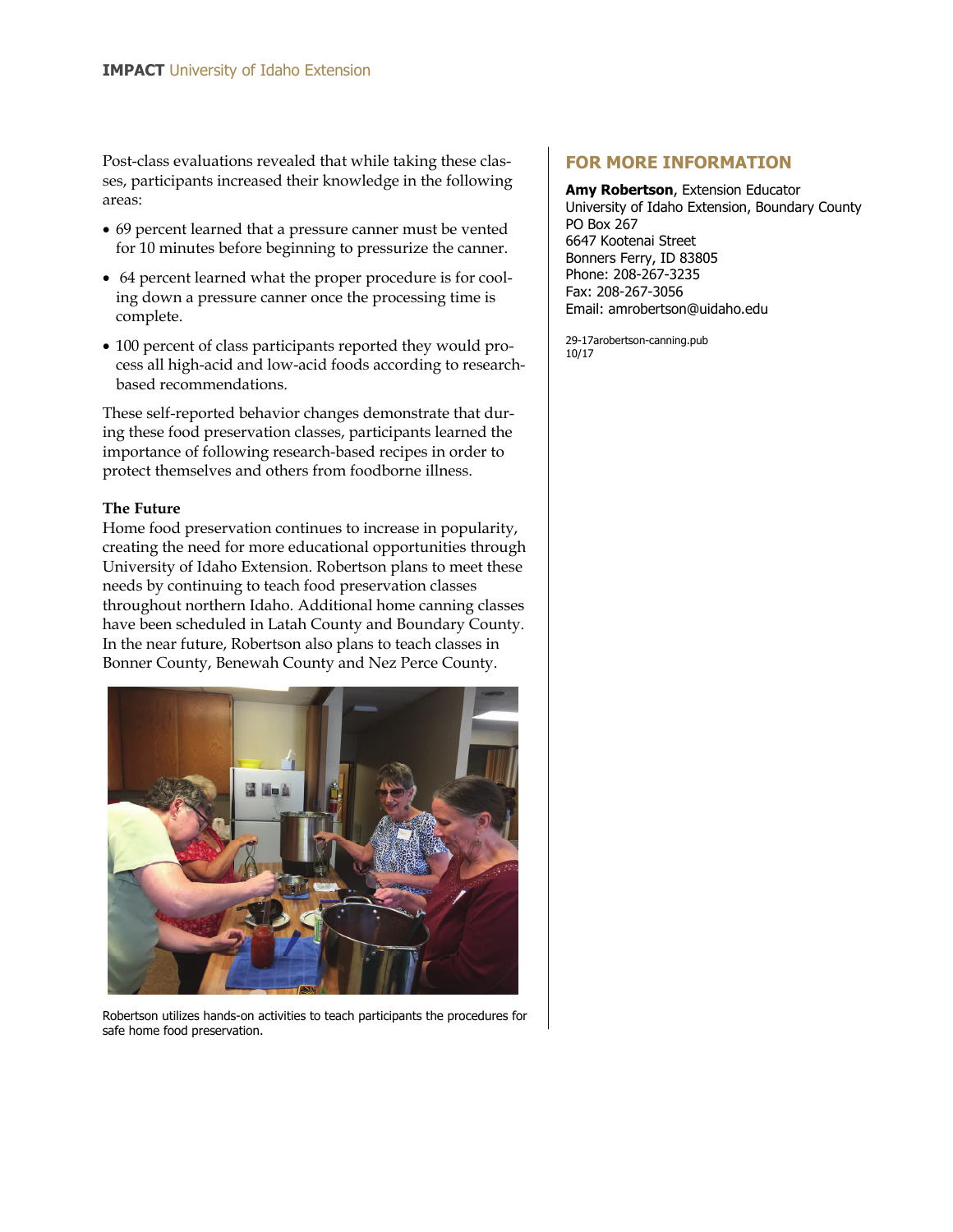Post-class evaluations revealed that while taking these classes, participants increased their knowledge in the following areas:

- 69 percent learned that a pressure canner must be vented for 10 minutes before beginning to pressurize the canner.
- 64 percent learned what the proper procedure is for cooling down a pressure canner once the processing time is complete.
- 100 percent of class participants reported they would process all high-acid and low-acid foods according to research-based recommendations.

These self-reported behavior changes demonstrate that during these food preservation classes, participants learned the importance of following research-based recipes in order to protect themselves and others from foodborne illness.

**The Future**

Home food preservation continues to increase in popularity, creating the need for more educational opportunities through University of Idaho Extension. Robertson plans to meet these needs by continuing to teach food preservation classes throughout northern Idaho. Additional home canning classes have been scheduled in Latah County and Boundary County. In the near future, Robertson also plans to teach classes in Bonner County, Benewah County and Nez Perce County.

Robertson utilizes hands-on activities to teach participants the procedures for safe home food preservation.

## FOR MORE INFORMATION

**Amy Robertson**, Extension Educator
University of Idaho Extension, Boundary County
PO Box 267
6647 Kootenai Street
Bonners Ferry, ID 83805
Phone: 208-267-3235
Fax: 208-267-3056
Email: amrobertson@uidaho.edu

29-17arobertson-canning.pub
10/17